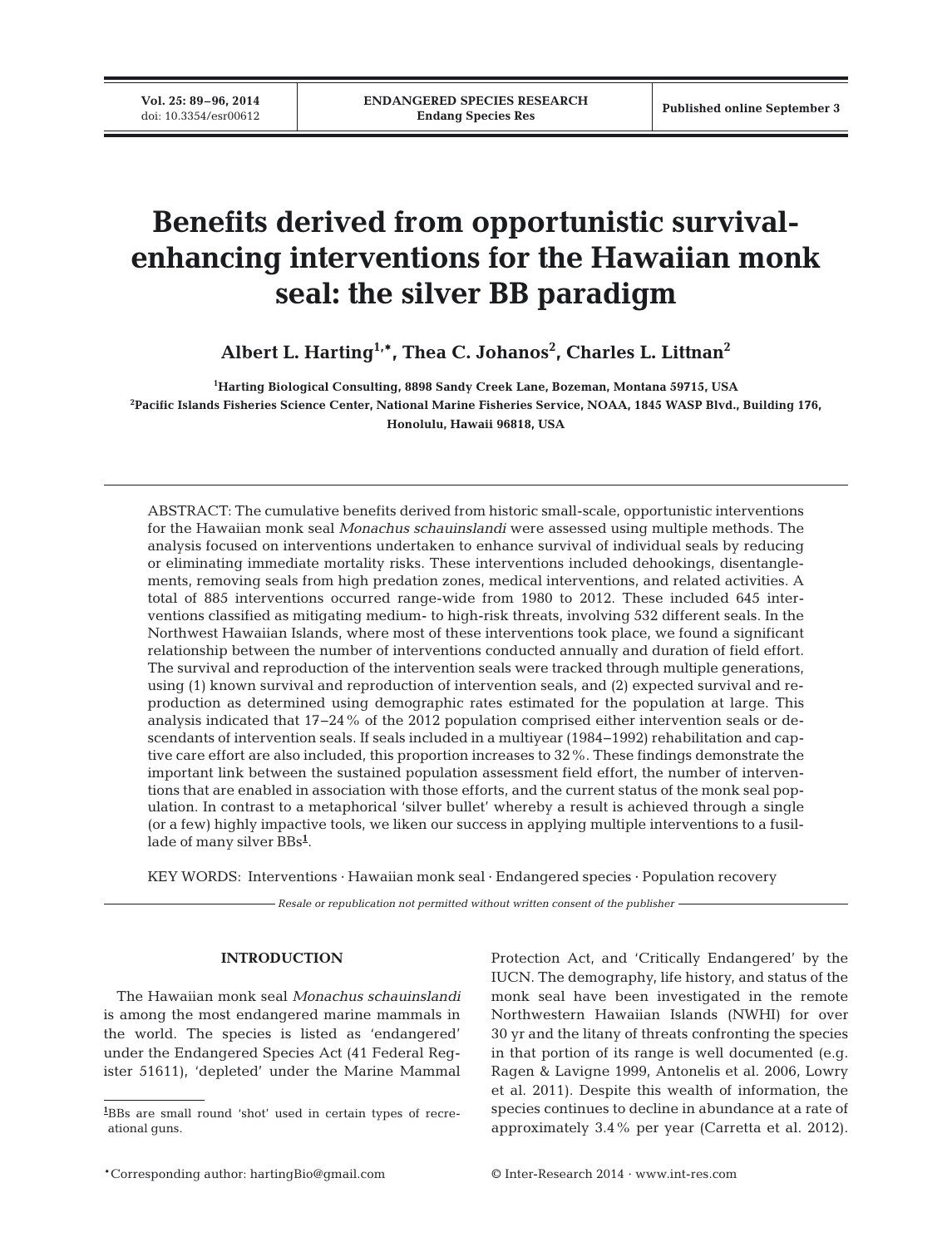# Benefits derived from opportunistic survival-enhancing interventions for the Hawaiian monk seal: the silver BB paradigm

**Albert L. Harting[1,*], Thea C. Johanos[2], Charles L. Littnan[2]**

[1]Harting Biological Consulting, 8898 Sandy Creek Lane, Bozeman, Montana 59715, USA

[2]Pacific Islands Fisheries Science Center, National Marine Fisheries Service, NOAA, 1845 WASP Blvd., Building 176, Honolulu, Hawaii 96818, USA

ABSTRACT: The cumulative benefits derived from historic small-scale, opportunistic interventions for the Hawaiian monk seal *Monachus schauinslandi* were assessed using multiple methods. The analysis focused on interventions undertaken to enhance survival of individual seals by reducing or eliminating immediate mortality risks. These interventions included dehookings, disentanglements, removing seals from high predation zones, medical interventions, and related activities. A total of 885 interventions occurred range-wide from 1980 to 2012. These included 645 interventions classified as mitigating medium- to high-risk threats, involving 532 different seals. In the Northwest Hawaiian Islands, where most of these interventions took place, we found a significant relationship between the number of interventions conducted annually and duration of field effort. The survival and reproduction of the intervention seals were tracked through multiple generations, using (1) known survival and reproduction of intervention seals, and (2) expected survival and reproduction as determined using demographic rates estimated for the population at large. This analysis indicated that 17–24% of the 2012 population comprised either intervention seals or descendants of intervention seals. If seals included in a multiyear (1984–1992) rehabilitation and captive care effort are also included, this proportion increases to 32%. These findings demonstrate the important link between the sustained population assessment field effort, the number of interventions that are enabled in association with those efforts, and the current status of the monk seal population. In contrast to a metaphorical 'silver bullet' whereby a result is achieved through a single (or a few) highly impactive tools, we liken our success in applying multiple interventions to a fusillade of many silver BBs[1].

KEY WORDS: Interventions · Hawaiian monk seal · Endangered species · Population recovery

*Resale or republication not permitted without written consent of the publisher*

## INTRODUCTION

The Hawaiian monk seal *Monachus schauinslandi* is among the most endangered marine mammals in the world. The species is listed as 'endangered' under the Endangered Species Act (41 Federal Register 51611), 'depleted' under the Marine Mammal Protection Act, and 'Critically Endangered' by the IUCN. The demography, life history, and status of the monk seal have been investigated in the remote Northwestern Hawaiian Islands (NWHI) for over 30 yr and the litany of threats confronting the species in that portion of its range is well documented (e.g. Ragen & Lavigne 1999, Antonelis et al. 2006, Lowry et al. 2011). Despite this wealth of information, the species continues to decline in abundance at a rate of approximately 3.4% per year (Carretta et al. 2012).

[1]BBs are small round 'shot' used in certain types of recreational guns.

*Corresponding author: hartingBio@gmail.com

© Inter-Research 2014 · www.int-res.com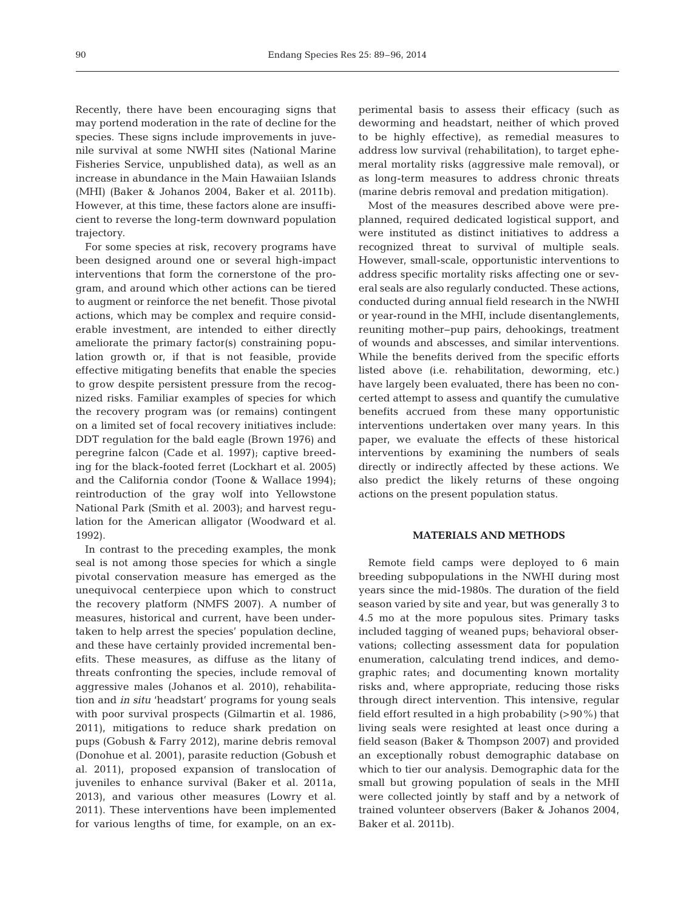Recently, there have been encouraging signs that may portend moderation in the rate of decline for the species. These signs include improvements in juvenile survival at some NWHI sites (National Marine Fisheries Service, unpublished data), as well as an increase in abundance in the Main Hawaiian Islands (MHI) (Baker & Johanos 2004, Baker et al. 2011b). However, at this time, these factors alone are insufficient to reverse the long-term downward population trajectory.

For some species at risk, recovery programs have been designed around one or several high-impact interventions that form the cornerstone of the program, and around which other actions can be tiered to augment or reinforce the net benefit. Those pivotal actions, which may be complex and require considerable investment, are intended to either directly ameliorate the primary factor(s) constraining population growth or, if that is not feasible, provide effective mitigating benefits that enable the species to grow despite persistent pressure from the recognized risks. Familiar examples of species for which the recovery program was (or remains) contingent on a limited set of focal recovery initiatives include: DDT regulation for the bald eagle (Brown 1976) and peregrine falcon (Cade et al. 1997); captive breeding for the black-footed ferret (Lockhart et al. 2005) and the California condor (Toone & Wallace 1994); reintroduction of the gray wolf into Yellowstone National Park (Smith et al. 2003); and harvest regulation for the American alligator (Woodward et al. 1992).

In contrast to the preceding examples, the monk seal is not among those species for which a single pivotal conservation measure has emerged as the unequivocal centerpiece upon which to construct the recovery platform (NMFS 2007). A number of measures, historical and current, have been undertaken to help arrest the species' population decline, and these have certainly provided incremental benefits. These measures, as diffuse as the litany of threats confronting the species, include removal of aggressive males (Johanos et al. 2010), rehabilitation and *in situ* 'headstart' programs for young seals with poor survival prospects (Gilmartin et al. 1986, 2011), mitigations to reduce shark predation on pups (Gobush & Farry 2012), marine debris removal (Donohue et al. 2001), parasite reduction (Gobush et al. 2011), proposed expansion of translocation of juveniles to enhance survival (Baker et al. 2011a, 2013), and various other measures (Lowry et al. 2011). These interventions have been implemented for various lengths of time, for example, on an experimental basis to assess their efficacy (such as deworming and headstart, neither of which proved to be highly effective), as remedial measures to address low survival (rehabilitation), to target ephemeral mortality risks (aggressive male removal), or as long-term measures to address chronic threats (marine debris removal and predation mitigation).

Most of the measures described above were preplanned, required dedicated logistical support, and were instituted as distinct initiatives to address a recognized threat to survival of multiple seals. However, small-scale, opportunistic interventions to address specific mortality risks affecting one or several seals are also regularly conducted. These actions, conducted during annual field research in the NWHI or year-round in the MHI, include disentanglements, reuniting mother–pup pairs, dehookings, treatment of wounds and abscesses, and similar interventions. While the benefits derived from the specific efforts listed above (i.e. rehabilitation, deworming, etc.) have largely been evaluated, there has been no concerted attempt to assess and quantify the cumulative benefits accrued from these many opportunistic interventions undertaken over many years. In this paper, we evaluate the effects of these historical interventions by examining the numbers of seals directly or indirectly affected by these actions. We also predict the likely returns of these ongoing actions on the present population status.

## MATERIALS AND METHODS

Remote field camps were deployed to 6 main breeding subpopulations in the NWHI during most years since the mid-1980s. The duration of the field season varied by site and year, but was generally 3 to 4.5 mo at the more populous sites. Primary tasks included tagging of weaned pups; behavioral observations; collecting assessment data for population enumeration, calculating trend indices, and demographic rates; and documenting known mortality risks and, where appropriate, reducing those risks through direct intervention. This intensive, regular field effort resulted in a high probability (>90%) that living seals were resighted at least once during a field season (Baker & Thompson 2007) and provided an exceptionally robust demographic database on which to tier our analysis. Demographic data for the small but growing population of seals in the MHI were collected jointly by staff and by a network of trained volunteer observers (Baker & Johanos 2004, Baker et al. 2011b).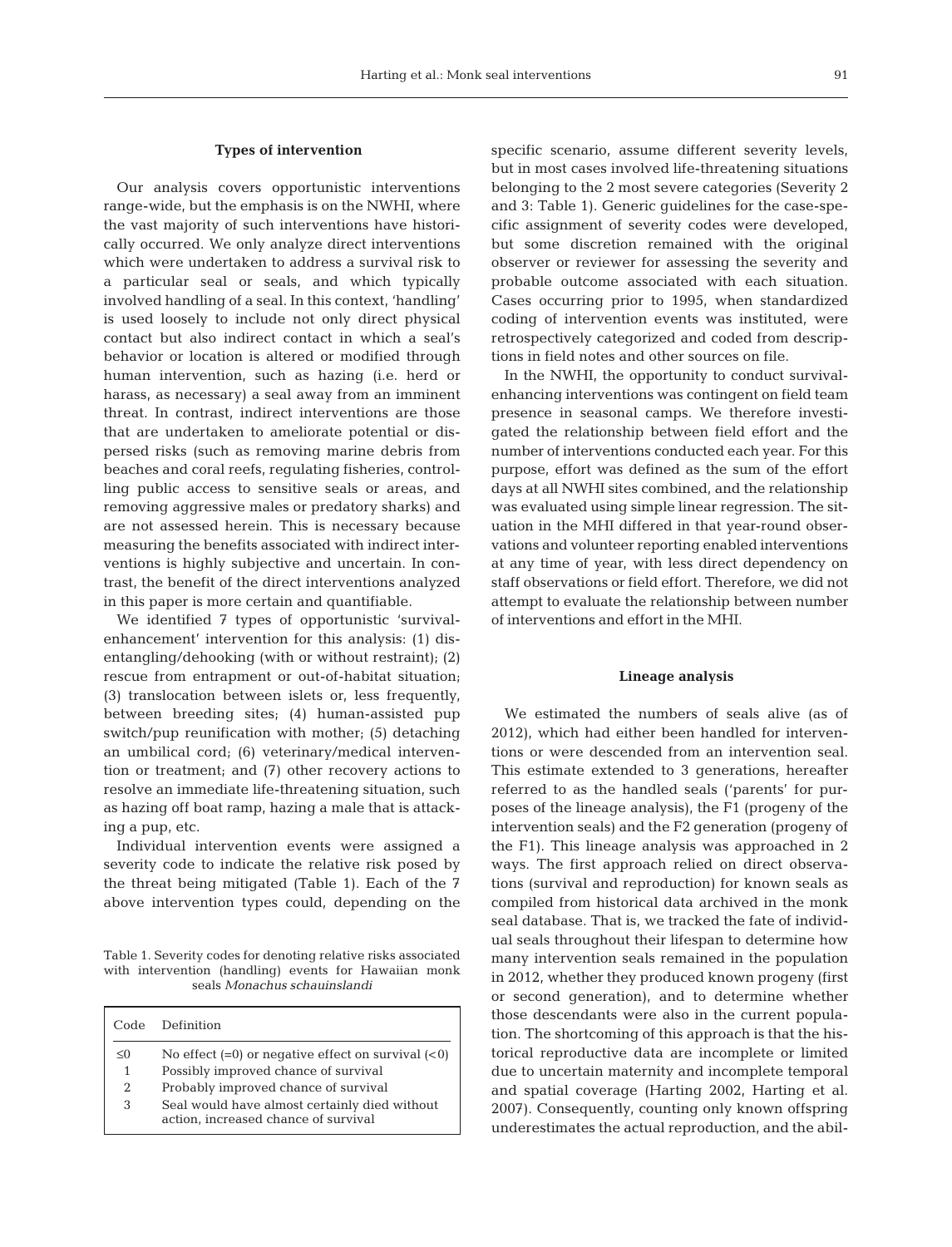### Types of intervention

Our analysis covers opportunistic interventions range-wide, but the emphasis is on the NWHI, where the vast majority of such interventions have historically occurred. We only analyze direct interventions which were undertaken to address a survival risk to a particular seal or seals, and which typically involved handling of a seal. In this context, 'handling' is used loosely to include not only direct physical contact but also indirect contact in which a seal's behavior or location is altered or modified through human intervention, such as hazing (i.e. herd or harass, as necessary) a seal away from an imminent threat. In contrast, indirect interventions are those that are undertaken to ameliorate potential or dispersed risks (such as removing marine debris from beaches and coral reefs, regulating fisheries, controlling public access to sensitive seals or areas, and removing aggressive males or predatory sharks) and are not assessed herein. This is necessary because measuring the benefits associated with indirect interventions is highly subjective and uncertain. In contrast, the benefit of the direct interventions analyzed in this paper is more certain and quantifiable.

We identified 7 types of opportunistic 'survival-enhancement' intervention for this analysis: (1) disentangling/dehooking (with or without restraint); (2) rescue from entrapment or out-of-habitat situation; (3) translocation between islets or, less frequently, between breeding sites; (4) human-assisted pup switch/pup reunification with mother; (5) detaching an umbilical cord; (6) veterinary/medical intervention or treatment; and (7) other recovery actions to resolve an immediate life-threatening situation, such as hazing off boat ramp, hazing a male that is attacking a pup, etc.

Individual intervention events were assigned a severity code to indicate the relative risk posed by the threat being mitigated (Table 1). Each of the 7 above intervention types could, depending on the specific scenario, assume different severity levels, but in most cases involved life-threatening situations belonging to the 2 most severe categories (Severity 2 and 3: Table 1). Generic guidelines for the case-specific assignment of severity codes were developed, but some discretion remained with the original observer or reviewer for assessing the severity and probable outcome associated with each situation. Cases occurring prior to 1995, when standardized coding of intervention events was instituted, were retrospectively categorized and coded from descriptions in field notes and other sources on file.

Table 1. Severity codes for denoting relative risks associated with intervention (handling) events for Hawaiian monk seals *Monachus schauinslandi*

| Code | Definition |
|---|---|
| ≤0 | No effect (=0) or negative effect on survival (<0) |
| 1 | Possibly improved chance of survival |
| 2 | Probably improved chance of survival |
| 3 | Seal would have almost certainly died without action, increased chance of survival |

In the NWHI, the opportunity to conduct survival-enhancing interventions was contingent on field team presence in seasonal camps. We therefore investigated the relationship between field effort and the number of interventions conducted each year. For this purpose, effort was defined as the sum of the effort days at all NWHI sites combined, and the relationship was evaluated using simple linear regression. The situation in the MHI differed in that year-round observations and volunteer reporting enabled interventions at any time of year, with less direct dependency on staff observations or field effort. Therefore, we did not attempt to evaluate the relationship between number of interventions and effort in the MHI.

### Lineage analysis

We estimated the numbers of seals alive (as of 2012), which had either been handled for interventions or were descended from an intervention seal. This estimate extended to 3 generations, hereafter referred to as the handled seals ('parents' for purposes of the lineage analysis), the F1 (progeny of the intervention seals) and the F2 generation (progeny of the F1). This lineage analysis was approached in 2 ways. The first approach relied on direct observations (survival and reproduction) for known seals as compiled from historical data archived in the monk seal database. That is, we tracked the fate of individual seals throughout their lifespan to determine how many intervention seals remained in the population in 2012, whether they produced known progeny (first or second generation), and to determine whether those descendants were also in the current population. The shortcoming of this approach is that the historical reproductive data are incomplete or limited due to uncertain maternity and incomplete temporal and spatial coverage (Harting 2002, Harting et al. 2007). Consequently, counting only known offspring underestimates the actual reproduction, and the abil-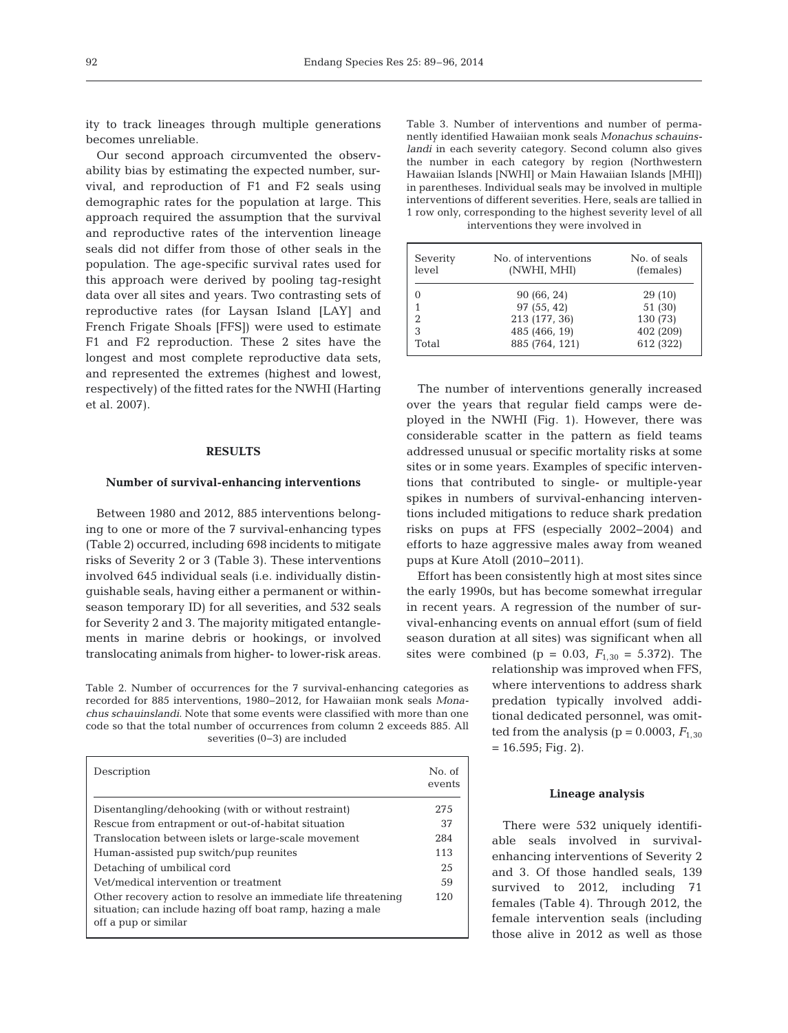ity to track lineages through multiple generations becomes unreliable.

Our second approach circumvented the observability bias by estimating the expected number, survival, and reproduction of F1 and F2 seals using demographic rates for the population at large. This approach required the assumption that the survival and reproductive rates of the intervention lineage seals did not differ from those of other seals in the population. The age-specific survival rates used for this approach were derived by pooling tag-resight data over all sites and years. Two contrasting sets of reproductive rates (for Laysan Island [LAY] and French Frigate Shoals [FFS]) were used to estimate F1 and F2 reproduction. These 2 sites have the longest and most complete reproductive data sets, and represented the extremes (highest and lowest, respectively) of the fitted rates for the NWHI (Harting et al. 2007).

## RESULTS

### Number of survival-enhancing interventions

Between 1980 and 2012, 885 interventions belonging to one or more of the 7 survival-enhancing types (Table 2) occurred, including 698 incidents to mitigate risks of Severity 2 or 3 (Table 3). These interventions involved 645 individual seals (i.e. individually distinguishable seals, having either a permanent or within-season temporary ID) for all severities, and 532 seals for Severity 2 and 3. The majority mitigated entanglements in marine debris or hookings, or involved translocating animals from higher- to lower-risk areas.

Table 2. Number of occurrences for the 7 survival-enhancing categories as recorded for 885 interventions, 1980–2012, for Hawaiian monk seals *Monachus schauinslandi*. Note that some events were classified with more than one code so that the total number of occurrences from column 2 exceeds 885. All severities (0–3) are included

| Description | No. of events |
|---|---|
| Disentangling/dehooking (with or without restraint) | 275 |
| Rescue from entrapment or out-of-habitat situation | 37 |
| Translocation between islets or large-scale movement | 284 |
| Human-assisted pup switch/pup reunites | 113 |
| Detaching of umbilical cord | 25 |
| Vet/medical intervention or treatment | 59 |
| Other recovery action to resolve an immediate life threatening situation; can include hazing off boat ramp, hazing a male off a pup or similar | 120 |

Table 3. Number of interventions and number of permanently identified Hawaiian monk seals *Monachus schauinslandi* in each severity category. Second column also gives the number in each category by region (Northwestern Hawaiian Islands [NWHI] or Main Hawaiian Islands [MHI]) in parentheses. Individual seals may be involved in multiple interventions of different severities. Here, seals are tallied in 1 row only, corresponding to the highest severity level of all interventions they were involved in

| Severity level | No. of interventions (NWHI, MHI) | No. of seals (females) |
|---|---|---|
| 0 | 90 (66, 24) | 29 (10) |
| 1 | 97 (55, 42) | 51 (30) |
| 2 | 213 (177, 36) | 130 (73) |
| 3 | 485 (466, 19) | 402 (209) |
| Total | 885 (764, 121) | 612 (322) |

The number of interventions generally increased over the years that regular field camps were deployed in the NWHI (Fig. 1). However, there was considerable scatter in the pattern as field teams addressed unusual or specific mortality risks at some sites or in some years. Examples of specific interventions that contributed to single- or multiple-year spikes in numbers of survival-enhancing interventions included mitigations to reduce shark predation risks on pups at FFS (especially 2002–2004) and efforts to haze aggressive males away from weaned pups at Kure Atoll (2010–2011).

Effort has been consistently high at most sites since the early 1990s, but has become somewhat irregular in recent years. A regression of the number of survival-enhancing events on annual effort (sum of field season duration at all sites) was significant when all sites were combined ($p = 0.03$, $F_{1,30} = 5.372$). The relationship was improved when FFS, where interventions to address shark predation typically involved additional dedicated personnel, was omitted from the analysis ($p = 0.0003$, $F_{1,30} = 16.595$; Fig. 2).

### Lineage analysis

There were 532 uniquely identifiable seals involved in survival-enhancing interventions of Severity 2 and 3. Of those handled seals, 139 survived to 2012, including 71 females (Table 4). Through 2012, the female intervention seals (including those alive in 2012 as well as those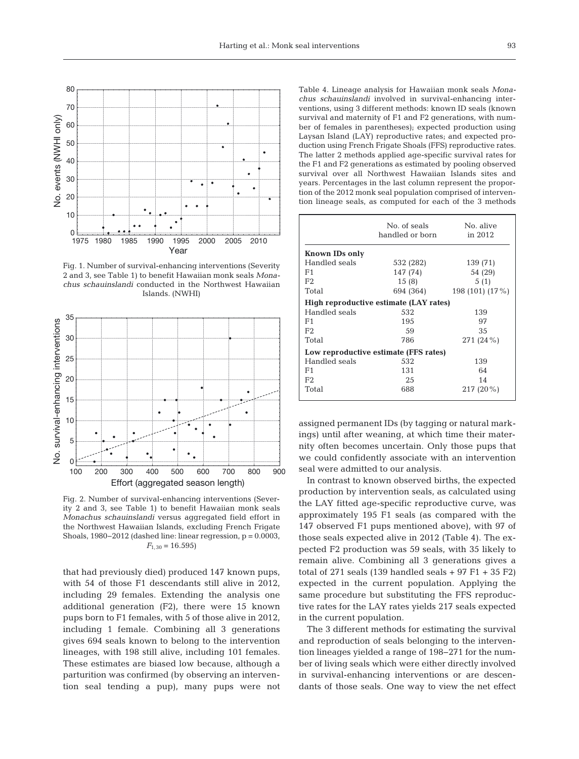Fig. 1. Number of survival-enhancing interventions (Severity 2 and 3, see Table 1) to benefit Hawaiian monk seals *Monachus schauinslandi* conducted in the Northwest Hawaiian Islands. (NWHI)

Fig. 2. Number of survival-enhancing interventions (Severity 2 and 3, see Table 1) to benefit Hawaiian monk seals *Monachus schauinslandi* versus aggregated field effort in the Northwest Hawaiian Islands, excluding French Frigate Shoals, 1980–2012 (dashed line: linear regression, $p = 0.0003$, $F_{1,30} = 16.595$)

that had previously died) produced 147 known pups, with 54 of those F1 descendants still alive in 2012, including 29 females. Extending the analysis one additional generation (F2), there were 15 known pups born to F1 females, with 5 of those alive in 2012, including 1 female. Combining all 3 generations gives 694 seals known to belong to the intervention lineages, with 198 still alive, including 101 females. These estimates are biased low because, although a parturition was confirmed (by observing an intervention seal tending a pup), many pups were not assigned permanent IDs (by tagging or natural markings) until after weaning, at which time their maternity often becomes uncertain. Only those pups that we could confidently associate with an intervention seal were admitted to our analysis.

Table 4. Lineage analysis for Hawaiian monk seals *Monachus schauinslandi* involved in survival-enhancing interventions, using 3 different methods: known ID seals (known survival and maternity of F1 and F2 generations, with number of females in parentheses); expected production using Laysan Island (LAY) reproductive rates; and expected production using French Frigate Shoals (FFS) reproductive rates. The latter 2 methods applied age-specific survival rates for the F1 and F2 generations as estimated by pooling observed survival over all Northwest Hawaiian Islands sites and years. Percentages in the last column represent the proportion of the 2012 monk seal population comprised of intervention lineage seals, as computed for each of the 3 methods

| | No. of seals handled or born | No. alive in 2012 |
|---|---|---|
| **Known IDs only** | | |
| Handled seals | 532 (282) | 139 (71) |
| F1 | 147 (74) | 54 (29) |
| F2 | 15 (8) | 5 (1) |
| Total | 694 (364) | 198 (101) (17 %) |
| **High reproductive estimate (LAY rates)** | | |
| Handled seals | 532 | 139 |
| F1 | 195 | 97 |
| F2 | 59 | 35 |
| Total | 786 | 271 (24 %) |
| **Low reproductive estimate (FFS rates)** | | |
| Handled seals | 532 | 139 |
| F1 | 131 | 64 |
| F2 | 25 | 14 |
| Total | 688 | 217 (20 %) |

In contrast to known observed births, the expected production by intervention seals, as calculated using the LAY fitted age-specific reproductive curve, was approximately 195 F1 seals (as compared with the 147 observed F1 pups mentioned above), with 97 of those seals expected alive in 2012 (Table 4). The expected F2 production was 59 seals, with 35 likely to remain alive. Combining all 3 generations gives a total of 271 seals (139 handled seals + 97 F1 + 35 F2) expected in the current population. Applying the same procedure but substituting the FFS reproductive rates for the LAY rates yields 217 seals expected in the current population.

The 3 different methods for estimating the survival and reproduction of seals belonging to the intervention lineages yielded a range of 198–271 for the number of living seals which were either directly involved in survival-enhancing interventions or are descendants of those seals. One way to view the net effect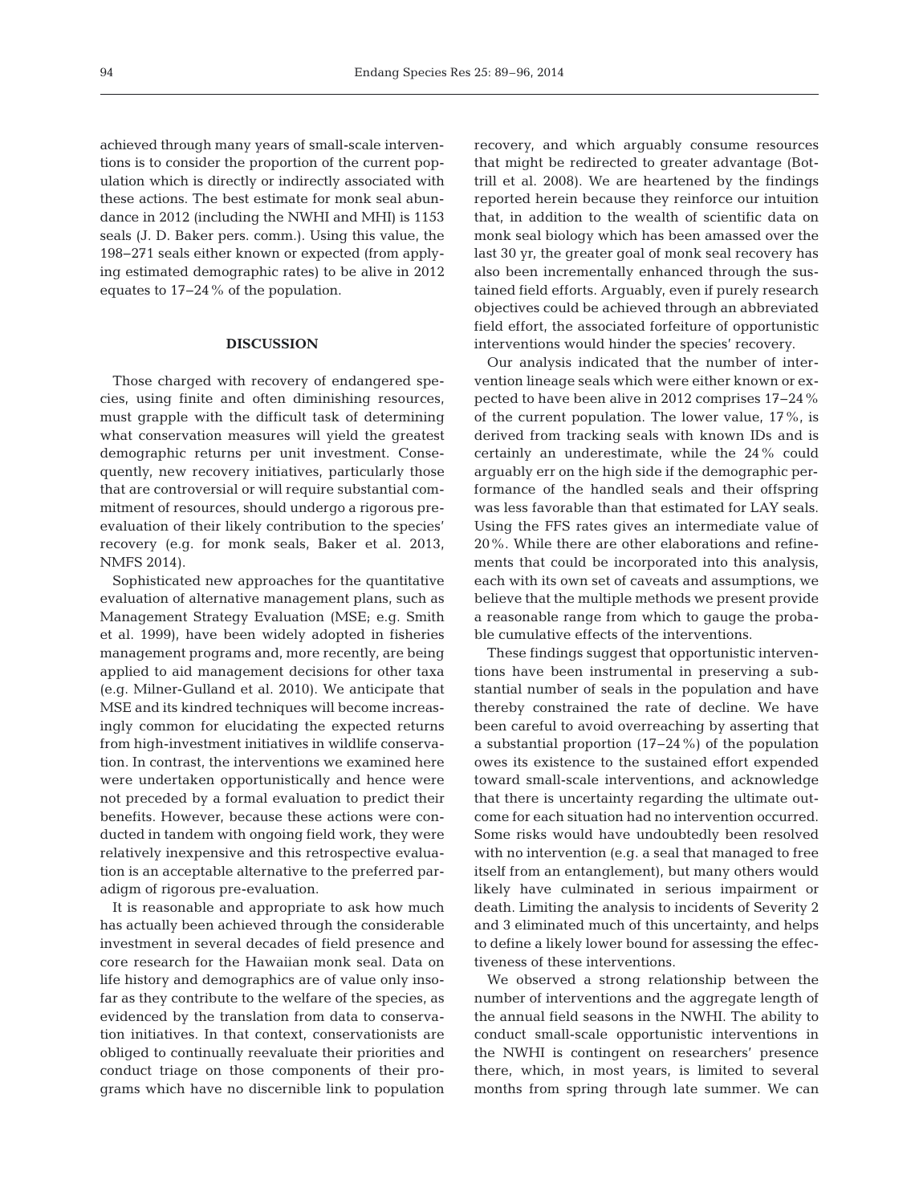achieved through many years of small-scale interventions is to consider the proportion of the current population which is directly or indirectly associated with these actions. The best estimate for monk seal abundance in 2012 (including the NWHI and MHI) is 1153 seals (J. D. Baker pers. comm.). Using this value, the 198–271 seals either known or expected (from applying estimated demographic rates) to be alive in 2012 equates to 17–24% of the population.

## DISCUSSION

Those charged with recovery of endangered species, using finite and often diminishing resources, must grapple with the difficult task of determining what conservation measures will yield the greatest demographic returns per unit investment. Consequently, new recovery initiatives, particularly those that are controversial or will require substantial commitment of resources, should undergo a rigorous pre-evaluation of their likely contribution to the species' recovery (e.g. for monk seals, Baker et al. 2013, NMFS 2014).

Sophisticated new approaches for the quantitative evaluation of alternative management plans, such as Management Strategy Evaluation (MSE; e.g. Smith et al. 1999), have been widely adopted in fisheries management programs and, more recently, are being applied to aid management decisions for other taxa (e.g. Milner-Gulland et al. 2010). We anticipate that MSE and its kindred techniques will become increasingly common for elucidating the expected returns from high-investment initiatives in wildlife conservation. In contrast, the interventions we examined here were undertaken opportunistically and hence were not preceded by a formal evaluation to predict their benefits. However, because these actions were conducted in tandem with ongoing field work, they were relatively inexpensive and this retrospective evaluation is an acceptable alternative to the preferred paradigm of rigorous pre-evaluation.

It is reasonable and appropriate to ask how much has actually been achieved through the considerable investment in several decades of field presence and core research for the Hawaiian monk seal. Data on life history and demographics are of value only insofar as they contribute to the welfare of the species, as evidenced by the translation from data to conservation initiatives. In that context, conservationists are obliged to continually reevaluate their priorities and conduct triage on those components of their programs which have no discernible link to population recovery, and which arguably consume resources that might be redirected to greater advantage (Bottrill et al. 2008). We are heartened by the findings reported herein because they reinforce our intuition that, in addition to the wealth of scientific data on monk seal biology which has been amassed over the last 30 yr, the greater goal of monk seal recovery has also been incrementally enhanced through the sustained field efforts. Arguably, even if purely research objectives could be achieved through an abbreviated field effort, the associated forfeiture of opportunistic interventions would hinder the species' recovery.

Our analysis indicated that the number of intervention lineage seals which were either known or expected to have been alive in 2012 comprises 17–24% of the current population. The lower value, 17%, is derived from tracking seals with known IDs and is certainly an underestimate, while the 24% could arguably err on the high side if the demographic performance of the handled seals and their offspring was less favorable than that estimated for LAY seals. Using the FFS rates gives an intermediate value of 20%. While there are other elaborations and refinements that could be incorporated into this analysis, each with its own set of caveats and assumptions, we believe that the multiple methods we present provide a reasonable range from which to gauge the probable cumulative effects of the interventions.

These findings suggest that opportunistic interventions have been instrumental in preserving a substantial number of seals in the population and have thereby constrained the rate of decline. We have been careful to avoid overreaching by asserting that a substantial proportion (17–24%) of the population owes its existence to the sustained effort expended toward small-scale interventions, and acknowledge that there is uncertainty regarding the ultimate outcome for each situation had no intervention occurred. Some risks would have undoubtedly been resolved with no intervention (e.g. a seal that managed to free itself from an entanglement), but many others would likely have culminated in serious impairment or death. Limiting the analysis to incidents of Severity 2 and 3 eliminated much of this uncertainty, and helps to define a likely lower bound for assessing the effectiveness of these interventions.

We observed a strong relationship between the number of interventions and the aggregate length of the annual field seasons in the NWHI. The ability to conduct small-scale opportunistic interventions in the NWHI is contingent on researchers' presence there, which, in most years, is limited to several months from spring through late summer. We can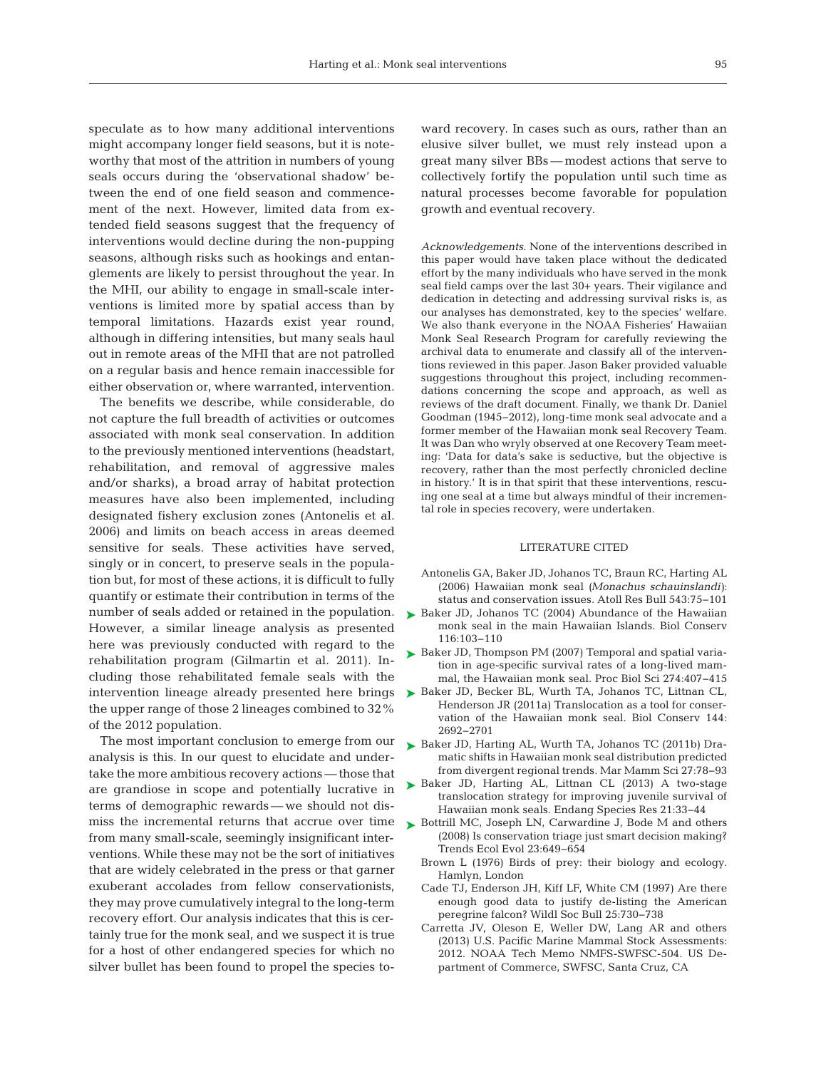speculate as to how many additional interventions might accompany longer field seasons, but it is noteworthy that most of the attrition in numbers of young seals occurs during the 'observational shadow' between the end of one field season and commencement of the next. However, limited data from extended field seasons suggest that the frequency of interventions would decline during the non-pupping seasons, although risks such as hookings and entanglements are likely to persist throughout the year. In the MHI, our ability to engage in small-scale interventions is limited more by spatial access than by temporal limitations. Hazards exist year round, although in differing intensities, but many seals haul out in remote areas of the MHI that are not patrolled on a regular basis and hence remain inaccessible for either observation or, where warranted, intervention.

The benefits we describe, while considerable, do not capture the full breadth of activities or outcomes associated with monk seal conservation. In addition to the previously mentioned interventions (headstart, rehabilitation, and removal of aggressive males and/or sharks), a broad array of habitat protection measures have also been implemented, including designated fishery exclusion zones (Antonelis et al. 2006) and limits on beach access in areas deemed sensitive for seals. These activities have served, singly or in concert, to preserve seals in the population but, for most of these actions, it is difficult to fully quantify or estimate their contribution in terms of the number of seals added or retained in the population. However, a similar lineage analysis as presented here was previously conducted with regard to the rehabilitation program (Gilmartin et al. 2011). Including those rehabilitated female seals with the intervention lineage already presented here brings the upper range of those 2 lineages combined to 32% of the 2012 population.

The most important conclusion to emerge from our analysis is this. In our quest to elucidate and undertake the more ambitious recovery actions — those that are grandiose in scope and potentially lucrative in terms of demographic rewards — we should not dismiss the incremental returns that accrue over time from many small-scale, seemingly insignificant interventions. While these may not be the sort of initiatives that are widely celebrated in the press or that garner exuberant accolades from fellow conservationists, they may prove cumulatively integral to the long-term recovery effort. Our analysis indicates that this is certainly true for the monk seal, and we suspect it is true for a host of other endangered species for which no silver bullet has been found to propel the species toward recovery. In cases such as ours, rather than an elusive silver bullet, we must rely instead upon a great many silver BBs — modest actions that serve to collectively fortify the population until such time as natural processes become favorable for population growth and eventual recovery.

*Acknowledgements*. None of the interventions described in this paper would have taken place without the dedicated effort by the many individuals who have served in the monk seal field camps over the last 30+ years. Their vigilance and dedication in detecting and addressing survival risks is, as our analyses has demonstrated, key to the species' welfare. We also thank everyone in the NOAA Fisheries' Hawaiian Monk Seal Research Program for carefully reviewing the archival data to enumerate and classify all of the interventions reviewed in this paper. Jason Baker provided valuable suggestions throughout this project, including recommendations concerning the scope and approach, as well as reviews of the draft document. Finally, we thank Dr. Daniel Goodman (1945–2012), long-time monk seal advocate and a former member of the Hawaiian monk seal Recovery Team. It was Dan who wryly observed at one Recovery Team meeting: 'Data for data's sake is seductive, but the objective is recovery, rather than the most perfectly chronicled decline in history.' It is in that spirit that these interventions, rescuing one seal at a time but always mindful of their incremental role in species recovery, were undertaken.

## LITERATURE CITED

Antonelis GA, Baker JD, Johanos TC, Braun RC, Harting AL (2006) Hawaiian monk seal (*Monachus schauinslandi*): status and conservation issues. Atoll Res Bull 543:75–101

Baker JD, Johanos TC (2004) Abundance of the Hawaiian monk seal in the main Hawaiian Islands. Biol Conserv 116:103–110

Baker JD, Thompson PM (2007) Temporal and spatial variation in age-specific survival rates of a long-lived mammal, the Hawaiian monk seal. Proc Biol Sci 274:407–415

Baker JD, Becker BL, Wurth TA, Johanos TC, Littnan CL, Henderson JR (2011a) Translocation as a tool for conservation of the Hawaiian monk seal. Biol Conserv 144: 2692–2701

Baker JD, Harting AL, Wurth TA, Johanos TC (2011b) Dramatic shifts in Hawaiian monk seal distribution predicted from divergent regional trends. Mar Mamm Sci 27:78–93

Baker JD, Harting AL, Littnan CL (2013) A two-stage translocation strategy for improving juvenile survival of Hawaiian monk seals. Endang Species Res 21:33–44

Bottrill MC, Joseph LN, Carwardine J, Bode M and others (2008) Is conservation triage just smart decision making? Trends Ecol Evol 23:649–654

Brown L (1976) Birds of prey: their biology and ecology. Hamlyn, London

Cade TJ, Enderson JH, Kiff LF, White CM (1997) Are there enough good data to justify de-listing the American peregrine falcon? Wildl Soc Bull 25:730–738

Carretta JV, Oleson E, Weller DW, Lang AR and others (2013) U.S. Pacific Marine Mammal Stock Assessments: 2012. NOAA Tech Memo NMFS-SWFSC-504. US Department of Commerce, SWFSC, Santa Cruz, CA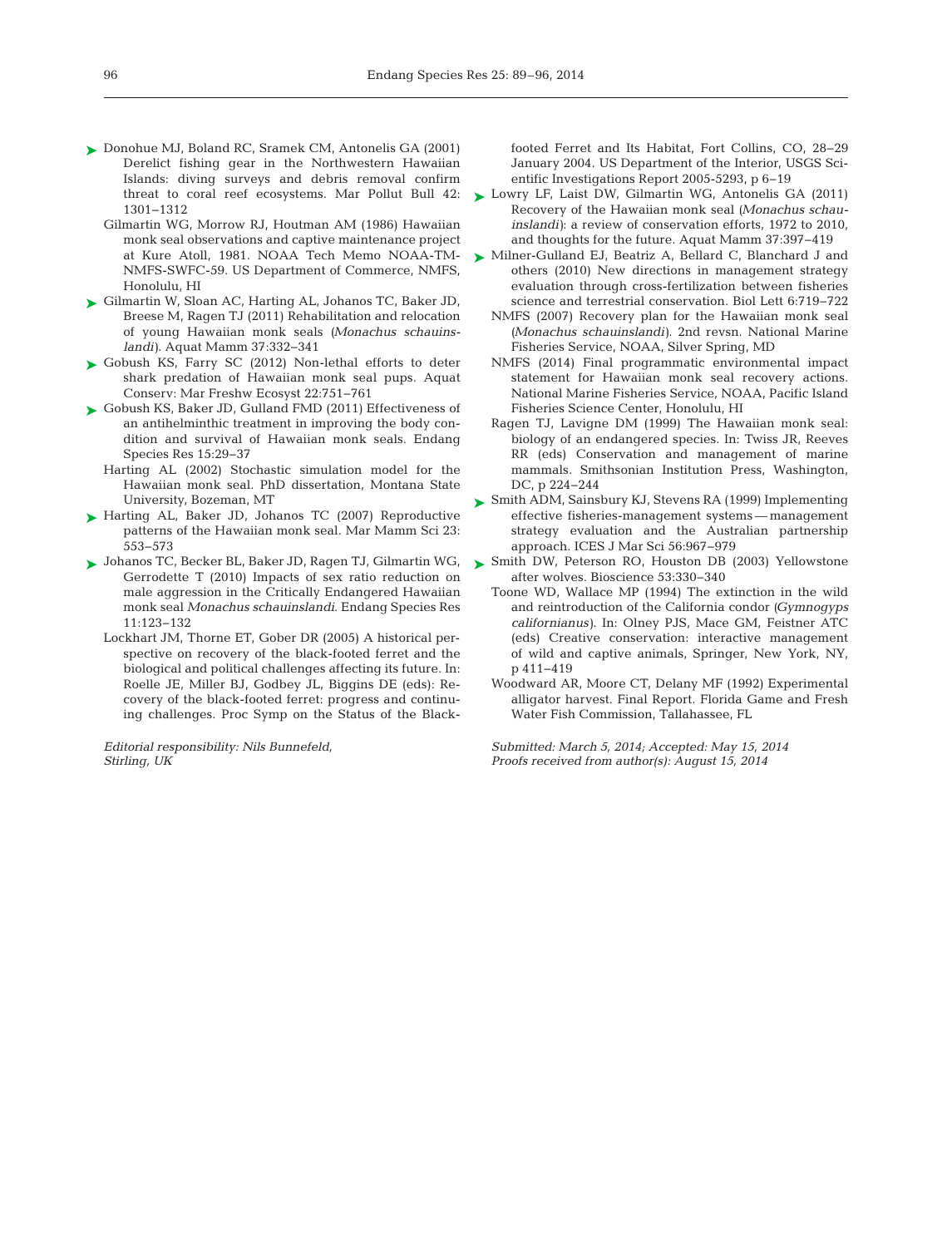Donohue MJ, Boland RC, Sramek CM, Antonelis GA (2001) Derelict fishing gear in the Northwestern Hawaiian Islands: diving surveys and debris removal confirm threat to coral reef ecosystems. Mar Pollut Bull 42: 1301−1312

Gilmartin WG, Morrow RJ, Houtman AM (1986) Hawaiian monk seal observations and captive maintenance project at Kure Atoll, 1981. NOAA Tech Memo NOAA-TM-NMFS-SWFC-59. US Department of Commerce, NMFS, Honolulu, HI

Gilmartin W, Sloan AC, Harting AL, Johanos TC, Baker JD, Breese M, Ragen TJ (2011) Rehabilitation and relocation of young Hawaiian monk seals (*Monachus schauinslandi*). Aquat Mamm 37:332−341

Gobush KS, Farry SC (2012) Non-lethal efforts to deter shark predation of Hawaiian monk seal pups. Aquat Conserv: Mar Freshw Ecosyst 22:751−761

Gobush KS, Baker JD, Gulland FMD (2011) Effectiveness of an antihelminthic treatment in improving the body condition and survival of Hawaiian monk seals. Endang Species Res 15:29−37

Harting AL (2002) Stochastic simulation model for the Hawaiian monk seal. PhD dissertation, Montana State University, Bozeman, MT

Harting AL, Baker JD, Johanos TC (2007) Reproductive patterns of the Hawaiian monk seal. Mar Mamm Sci 23: 553−573

Johanos TC, Becker BL, Baker JD, Ragen TJ, Gilmartin WG, Gerrodette T (2010) Impacts of sex ratio reduction on male aggression in the Critically Endangered Hawaiian monk seal *Monachus schauinslandi*. Endang Species Res 11:123−132

Lockhart JM, Thorne ET, Gober DR (2005) A historical perspective on recovery of the black-footed ferret and the biological and political challenges affecting its future. In: Roelle JE, Miller BJ, Godbey JL, Biggins DE (eds): Recovery of the black-footed ferret: progress and continuing challenges. Proc Symp on the Status of the Black-footed Ferret and Its Habitat, Fort Collins, CO, 28−29 January 2004. US Department of the Interior, USGS Scientific Investigations Report 2005-5293, p 6−19

Lowry LF, Laist DW, Gilmartin WG, Antonelis GA (2011) Recovery of the Hawaiian monk seal (*Monachus schauinslandi*): a review of conservation efforts, 1972 to 2010, and thoughts for the future. Aquat Mamm 37:397−419

Milner-Gulland EJ, Beatriz A, Bellard C, Blanchard J and others (2010) New directions in management strategy evaluation through cross-fertilization between fisheries science and terrestrial conservation. Biol Lett 6:719−722

NMFS (2007) Recovery plan for the Hawaiian monk seal (*Monachus schauinslandi*). 2nd revsn. National Marine Fisheries Service, NOAA, Silver Spring, MD

NMFS (2014) Final programmatic environmental impact statement for Hawaiian monk seal recovery actions. National Marine Fisheries Service, NOAA, Pacific Island Fisheries Science Center, Honolulu, HI

Ragen TJ, Lavigne DM (1999) The Hawaiian monk seal: biology of an endangered species. In: Twiss JR, Reeves RR (eds) Conservation and management of marine mammals. Smithsonian Institution Press, Washington, DC, p 224−244

Smith ADM, Sainsbury KJ, Stevens RA (1999) Implementing effective fisheries-management systems — management strategy evaluation and the Australian partnership approach. ICES J Mar Sci 56:967−979

Smith DW, Peterson RO, Houston DB (2003) Yellowstone after wolves. Bioscience 53:330−340

Toone WD, Wallace MP (1994) The extinction in the wild and reintroduction of the California condor (*Gymnogyps californianus*). In: Olney PJS, Mace GM, Feistner ATC (eds) Creative conservation: interactive management of wild and captive animals, Springer, New York, NY, p 411−419

Woodward AR, Moore CT, Delany MF (1992) Experimental alligator harvest. Final Report. Florida Game and Fresh Water Fish Commission, Tallahassee, FL

*Editorial responsibility: Nils Bunnefeld, Stirling, UK*

*Submitted: March 5, 2014; Accepted: May 15, 2014*
*Proofs received from author(s): August 15, 2014*